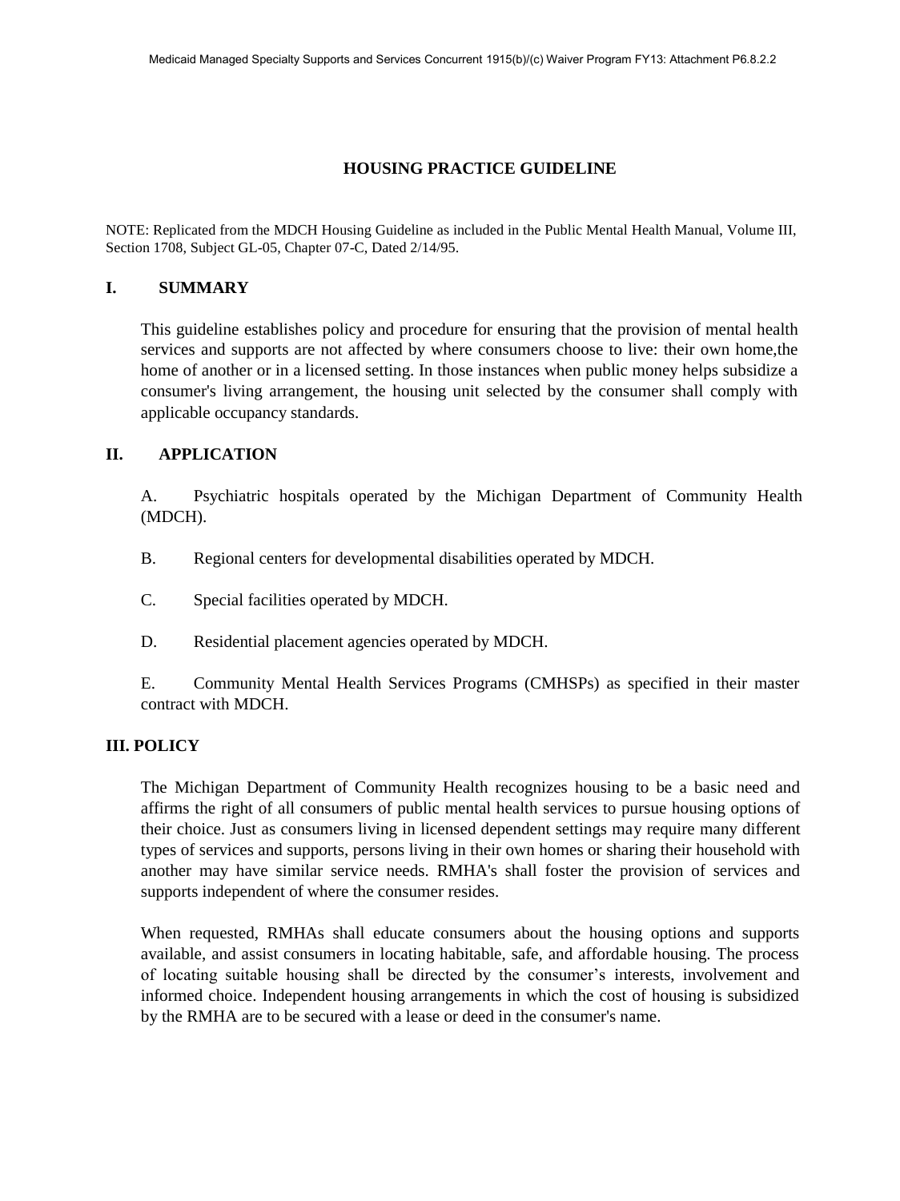# HOUSING PRACTICE GUIDELINE

NOTE: Replicated from the MDCH Housing Guideline as included in the Public Mental Health Manual, Volume III, Section 1708, Subject GL-05, Chapter 07-C, Dated 2/14/95.

## I. SUMMARY

This guideline establishes policy and procedure for ensuring that the provision of mental health services and supports are not affected by where consumers choose to live: their own home,the home of another or in a licensed setting. In those instances when public money helps subsidize a consumer's living arrangement, the housing unit selected by the consumer shall comply with applicable occupancy standards.

## II. APPLICATION

A. Psychiatric hospitals operated by the Michigan Department of Community Health (MDCH).

B. Regional centers for developmental disabilities operated by MDCH.

C. Special facilities operated by MDCH.

D. Residential placement agencies operated by MDCH.

E. Community Mental Health Services Programs (CMHSPs) as specified in their master contract with MDCH.

## III. POLICY

The Michigan Department of Community Health recognizes housing to be a basic need and affirms the right of all consumers of public mental health services to pursue housing options of their choice. Just as consumers living in licensed dependent settings may require many different types of services and supports, persons living in their own homes or sharing their household with another may have similar service needs. RMHA's shall foster the provision of services and supports independent of where the consumer resides.

When requested, RMHAs shall educate consumers about the housing options and supports available, and assist consumers in locating habitable, safe, and affordable housing. The process of locating suitable housing shall be directed by the consumer's interests, involvement and informed choice. Independent housing arrangements in which the cost of housing is subsidized by the RMHA are to be secured with a lease or deed in the consumer's name.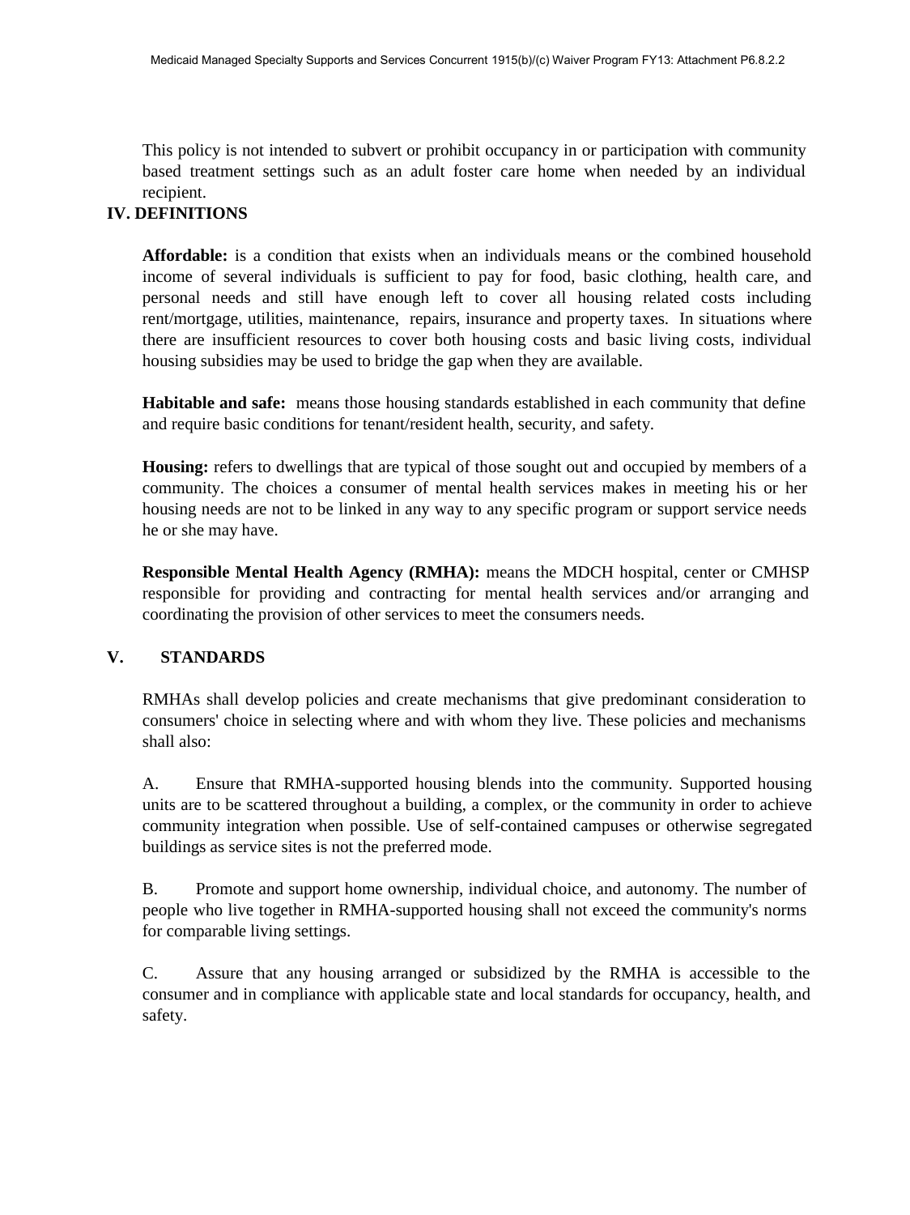This policy is not intended to subvert or prohibit occupancy in or participation with community based treatment settings such as an adult foster care home when needed by an individual recipient.

## IV. DEFINITIONS

**Affordable:** is a condition that exists when an individuals means or the combined household income of several individuals is sufficient to pay for food, basic clothing, health care, and personal needs and still have enough left to cover all housing related costs including rent/mortgage, utilities, maintenance, repairs, insurance and property taxes. In situations where there are insufficient resources to cover both housing costs and basic living costs, individual housing subsidies may be used to bridge the gap when they are available.

**Habitable and safe:** means those housing standards established in each community that define and require basic conditions for tenant/resident health, security, and safety.

**Housing:** refers to dwellings that are typical of those sought out and occupied by members of a community. The choices a consumer of mental health services makes in meeting his or her housing needs are not to be linked in any way to any specific program or support service needs he or she may have.

**Responsible Mental Health Agency (RMHA):** means the MDCH hospital, center or CMHSP responsible for providing and contracting for mental health services and/or arranging and coordinating the provision of other services to meet the consumers needs.

## V. STANDARDS

RMHAs shall develop policies and create mechanisms that give predominant consideration to consumers' choice in selecting where and with whom they live. These policies and mechanisms shall also:

A. Ensure that RMHA-supported housing blends into the community. Supported housing units are to be scattered throughout a building, a complex, or the community in order to achieve community integration when possible. Use of self-contained campuses or otherwise segregated buildings as service sites is not the preferred mode.

B. Promote and support home ownership, individual choice, and autonomy. The number of people who live together in RMHA-supported housing shall not exceed the community's norms for comparable living settings.

C. Assure that any housing arranged or subsidized by the RMHA is accessible to the consumer and in compliance with applicable state and local standards for occupancy, health, and safety.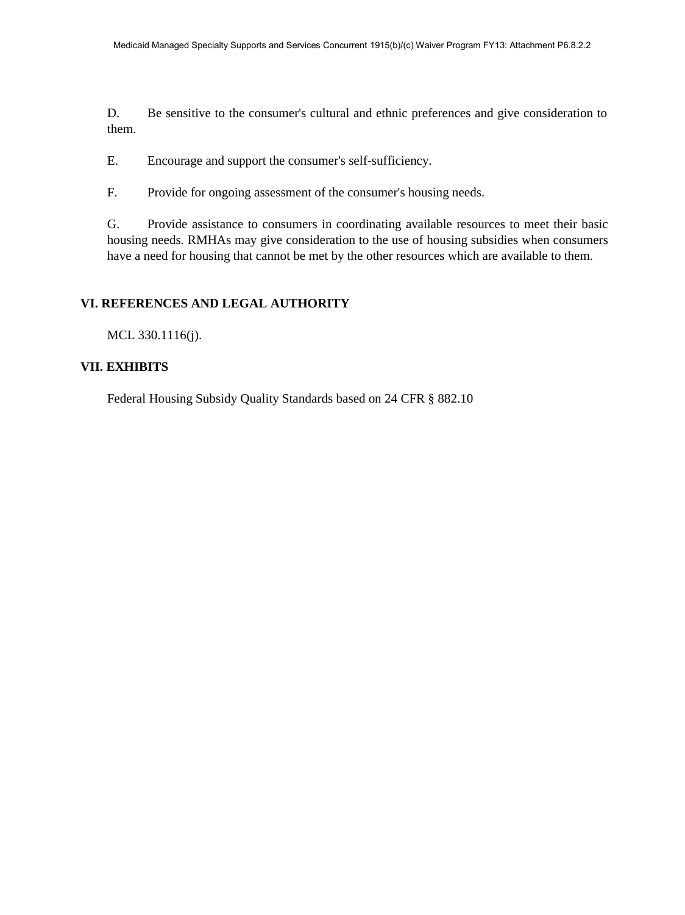D. Be sensitive to the consumer's cultural and ethnic preferences and give consideration to them.

E. Encourage and support the consumer's self-sufficiency.

F. Provide for ongoing assessment of the consumer's housing needs.

G. Provide assistance to consumers in coordinating available resources to meet their basic housing needs. RMHAs may give consideration to the use of housing subsidies when consumers have a need for housing that cannot be met by the other resources which are available to them.

## VI. REFERENCES AND LEGAL AUTHORITY

MCL 330.1116(j).

## VII. EXHIBITS

Federal Housing Subsidy Quality Standards based on 24 CFR § 882.10